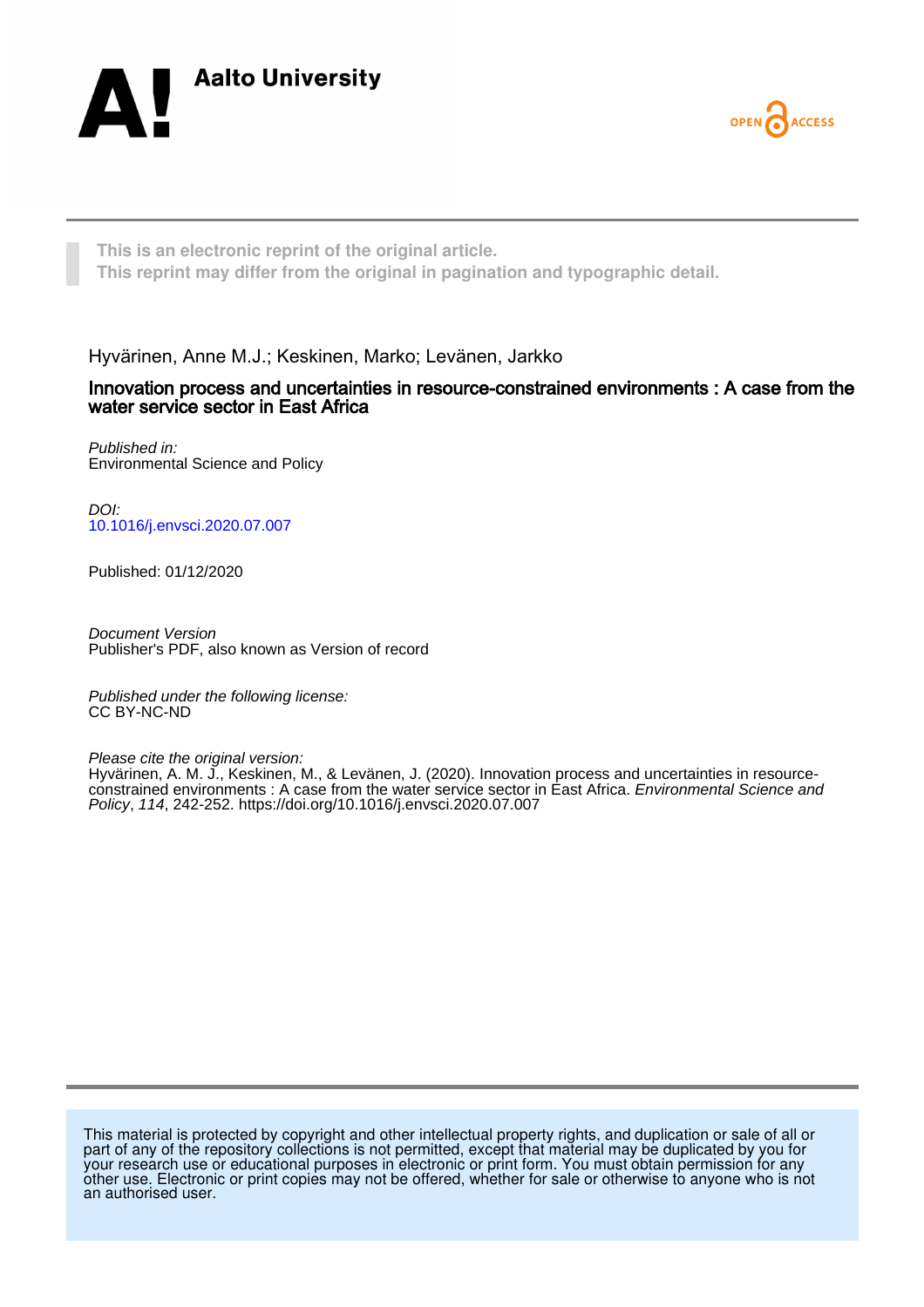This is an electronic reprint of the original article.
This reprint may differ from the original in pagination and typographic detail.

Hyvärinen, Anne M.J.; Keskinen, Marko; Levänen, Jarkko

# Innovation process and uncertainties in resource-constrained environments : A case from the water service sector in East Africa

*Published in:*
Environmental Science and Policy

*DOI:*
10.1016/j.envsci.2020.07.007

Published: 01/12/2020

*Document Version*
Publisher's PDF, also known as Version of record

*Published under the following license:*
CC BY-NC-ND

*Please cite the original version:*
Hyvärinen, A. M. J., Keskinen, M., & Levänen, J. (2020). Innovation process and uncertainties in resource-constrained environments : A case from the water service sector in East Africa. *Environmental Science and Policy*, *114*, 242-252. https://doi.org/10.1016/j.envsci.2020.07.007

This material is protected by copyright and other intellectual property rights, and duplication or sale of all or part of any of the repository collections is not permitted, except that material may be duplicated by you for your research use or educational purposes in electronic or print form. You must obtain permission for any other use. Electronic or print copies may not be offered, whether for sale or otherwise to anyone who is not an authorised user.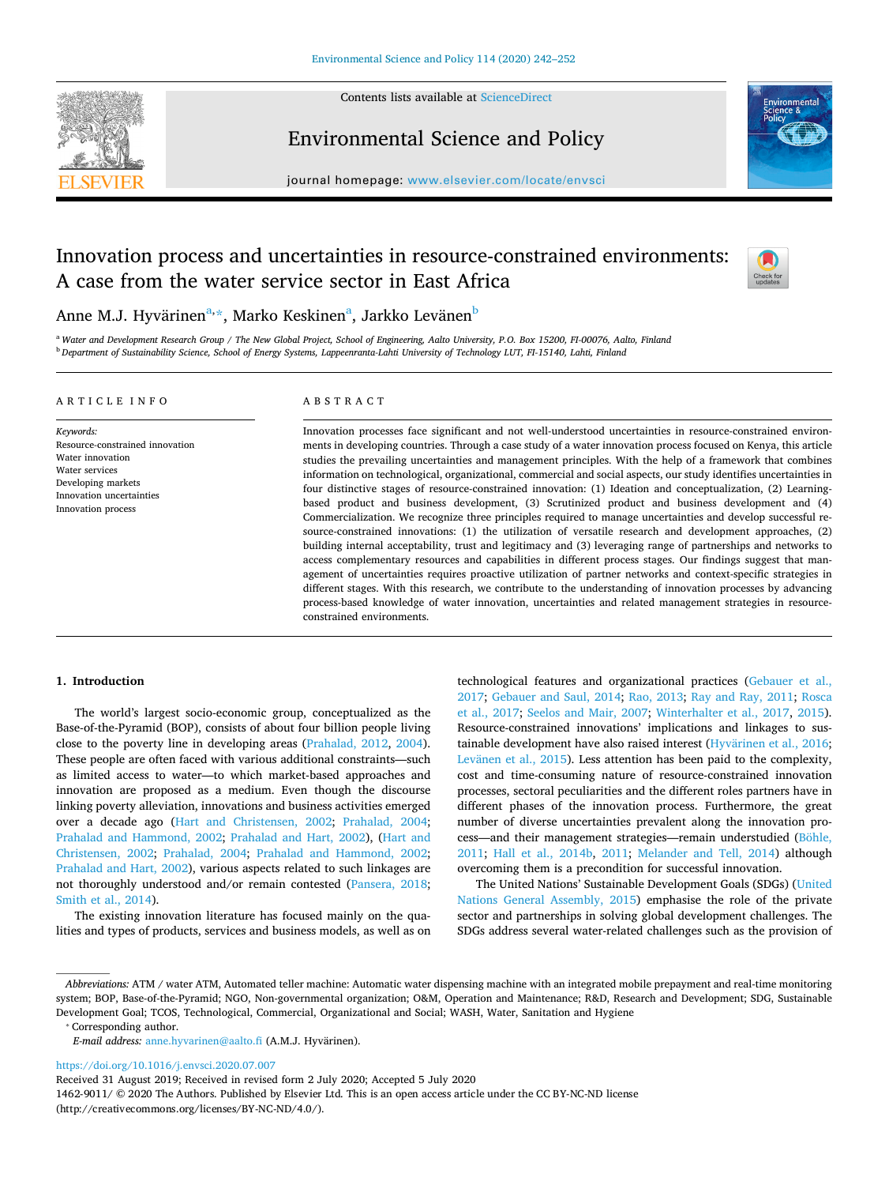# Innovation process and uncertainties in resource-constrained environments: A case from the water service sector in East Africa

Anne M.J. Hyvärinen[a,*], Marko Keskinen[a], Jarkko Levänen[b]

[a] *Water and Development Research Group / The New Global Project, School of Engineering, Aalto University, P.O. Box 15200, FI-00076, Aalto, Finland*
[b] *Department of Sustainability Science, School of Energy Systems, Lappeenranta-Lahti University of Technology LUT, FI-15140, Lahti, Finland*

## ARTICLE INFO

*Keywords:*
Resource-constrained innovation
Water innovation
Water services
Developing markets
Innovation uncertainties
Innovation process

## ABSTRACT

Innovation processes face significant and not well-understood uncertainties in resource-constrained environments in developing countries. Through a case study of a water innovation process focused on Kenya, this article studies the prevailing uncertainties and management principles. With the help of a framework that combines information on technological, organizational, commercial and social aspects, our study identifies uncertainties in four distinctive stages of resource-constrained innovation: (1) Ideation and conceptualization, (2) Learning-based product and business development, (3) Scrutinized product and business development and (4) Commercialization. We recognize three principles required to manage uncertainties and develop successful resource-constrained innovations: (1) the utilization of versatile research and development approaches, (2) building internal acceptability, trust and legitimacy and (3) leveraging range of partnerships and networks to access complementary resources and capabilities in different process stages. Our findings suggest that management of uncertainties requires proactive utilization of partner networks and context-specific strategies in different stages. With this research, we contribute to the understanding of innovation processes by advancing process-based knowledge of water innovation, uncertainties and related management strategies in resource-constrained environments.

## 1. Introduction

The world's largest socio-economic group, conceptualized as the Base-of-the-Pyramid (BOP), consists of about four billion people living close to the poverty line in developing areas (Prahalad, 2012, 2004). These people are often faced with various additional constraints—such as limited access to water—to which market-based approaches and innovation are proposed as a medium. Even though the discourse linking poverty alleviation, innovations and business activities emerged over a decade ago (Hart and Christensen, 2002; Prahalad, 2004; Prahalad and Hammond, 2002; Prahalad and Hart, 2002), (Hart and Christensen, 2002; Prahalad, 2004; Prahalad and Hammond, 2002; Prahalad and Hart, 2002), various aspects related to such linkages are not thoroughly understood and/or remain contested (Pansera, 2018; Smith et al., 2014).

The existing innovation literature has focused mainly on the qualities and types of products, services and business models, as well as on technological features and organizational practices (Gebauer et al., 2017; Gebauer and Saul, 2014; Rao, 2013; Ray and Ray, 2011; Rosca et al., 2017; Seelos and Mair, 2007; Winterhalter et al., 2017, 2015). Resource-constrained innovations' implications and linkages to sustainable development have also raised interest (Hyvärinen et al., 2016; Levänen et al., 2015). Less attention has been paid to the complexity, cost and time-consuming nature of resource-constrained innovation processes, sectoral peculiarities and the different roles partners have in different phases of the innovation process. Furthermore, the great number of diverse uncertainties prevalent along the innovation process—and their management strategies—remain understudied (Böhle, 2011; Hall et al., 2014b, 2011; Melander and Tell, 2014) although overcoming them is a precondition for successful innovation.

The United Nations' Sustainable Development Goals (SDGs) (United Nations General Assembly, 2015) emphasise the role of the private sector and partnerships in solving global development challenges. The SDGs address several water-related challenges such as the provision of

---

*Abbreviations:* ATM / water ATM, Automated teller machine: Automatic water dispensing machine with an integrated mobile prepayment and real-time monitoring system; BOP, Base-of-the-Pyramid; NGO, Non-governmental organization; O&M, Operation and Maintenance; R&D, Research and Development; SDG, Sustainable Development Goal; TCOS, Technological, Commercial, Organizational and Social; WASH, Water, Sanitation and Hygiene

\* Corresponding author.
*E-mail address:* anne.hyvarinen@aalto.fi (A.M.J. Hyvärinen).

https://doi.org/10.1016/j.envsci.2020.07.007
Received 31 August 2019; Received in revised form 2 July 2020; Accepted 5 July 2020
1462-9011/ © 2020 The Authors. Published by Elsevier Ltd. This is an open access article under the CC BY-NC-ND license (http://creativecommons.org/licenses/BY-NC-ND/4.0/).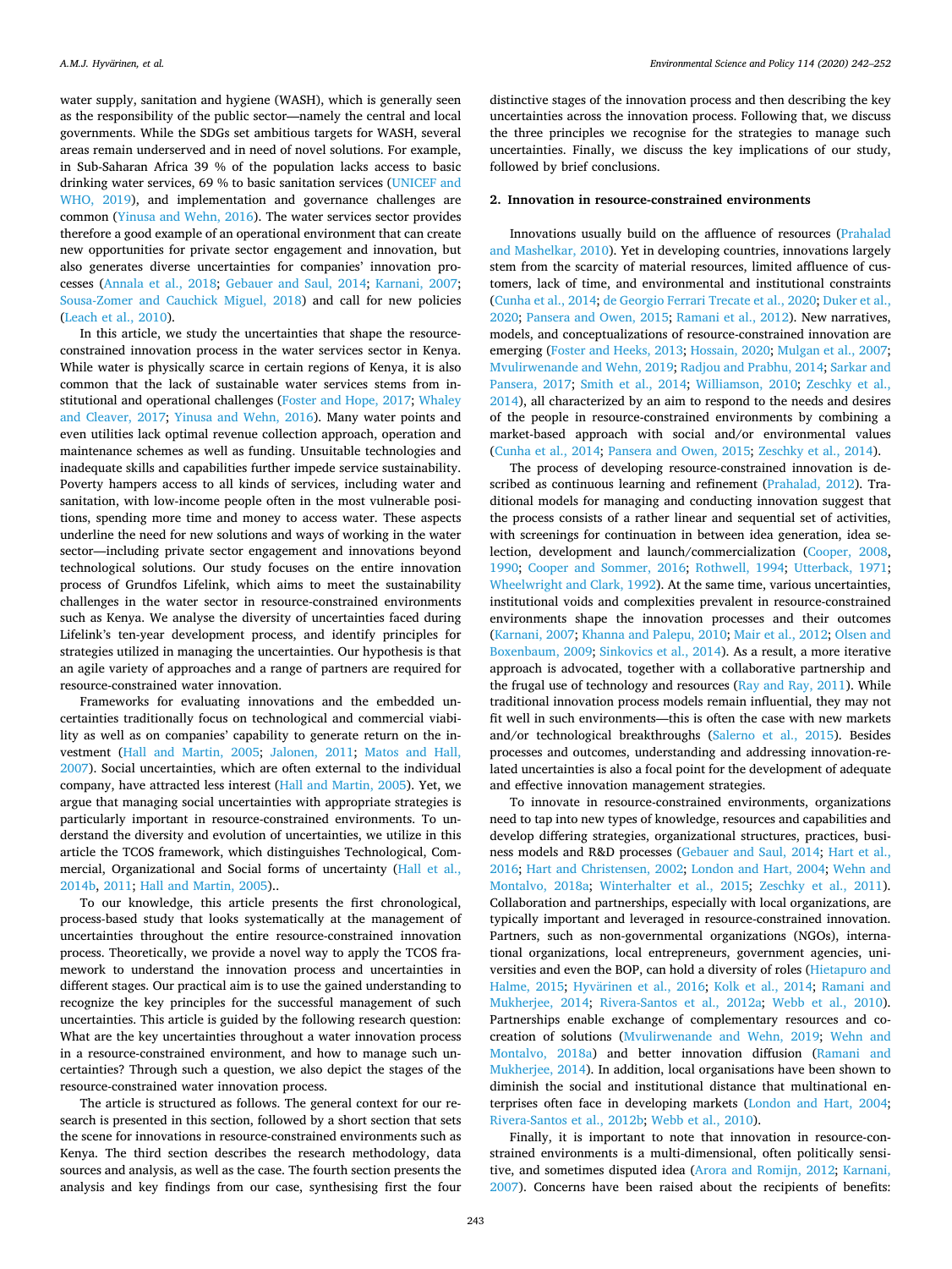water supply, sanitation and hygiene (WASH), which is generally seen as the responsibility of the public sector—namely the central and local governments. While the SDGs set ambitious targets for WASH, several areas remain underserved and in need of novel solutions. For example, in Sub-Saharan Africa 39 % of the population lacks access to basic drinking water services, 69 % to basic sanitation services (UNICEF and WHO, 2019), and implementation and governance challenges are common (Yinusa and Wehn, 2016). The water services sector provides therefore a good example of an operational environment that can create new opportunities for private sector engagement and innovation, but also generates diverse uncertainties for companies' innovation processes (Annala et al., 2018; Gebauer and Saul, 2014; Karnani, 2007; Sousa-Zomer and Cauchick Miguel, 2018) and call for new policies (Leach et al., 2010).

In this article, we study the uncertainties that shape the resource-constrained innovation process in the water services sector in Kenya. While water is physically scarce in certain regions of Kenya, it is also common that the lack of sustainable water services stems from institutional and operational challenges (Foster and Hope, 2017; Whaley and Cleaver, 2017; Yinusa and Wehn, 2016). Many water points and even utilities lack optimal revenue collection approach, operation and maintenance schemes as well as funding. Unsuitable technologies and inadequate skills and capabilities further impede service sustainability. Poverty hampers access to all kinds of services, including water and sanitation, with low-income people often in the most vulnerable positions, spending more time and money to access water. These aspects underline the need for new solutions and ways of working in the water sector—including private sector engagement and innovations beyond technological solutions. Our study focuses on the entire innovation process of Grundfos Lifelink, which aims to meet the sustainability challenges in the water sector in resource-constrained environments such as Kenya. We analyse the diversity of uncertainties faced during Lifelink's ten-year development process, and identify principles for strategies utilized in managing the uncertainties. Our hypothesis is that an agile variety of approaches and a range of partners are required for resource-constrained water innovation.

Frameworks for evaluating innovations and the embedded uncertainties traditionally focus on technological and commercial viability as well as on companies' capability to generate return on the investment (Hall and Martin, 2005; Jalonen, 2011; Matos and Hall, 2007). Social uncertainties, which are often external to the individual company, have attracted less interest (Hall and Martin, 2005). Yet, we argue that managing social uncertainties with appropriate strategies is particularly important in resource-constrained environments. To understand the diversity and evolution of uncertainties, we utilize in this article the TCOS framework, which distinguishes Technological, Commercial, Organizational and Social forms of uncertainty (Hall et al., 2014b, 2011; Hall and Martin, 2005)..

To our knowledge, this article presents the first chronological, process-based study that looks systematically at the management of uncertainties throughout the entire resource-constrained innovation process. Theoretically, we provide a novel way to apply the TCOS framework to understand the innovation process and uncertainties in different stages. Our practical aim is to use the gained understanding to recognize the key principles for the successful management of such uncertainties. This article is guided by the following research question: What are the key uncertainties throughout a water innovation process in a resource-constrained environment, and how to manage such uncertainties? Through such a question, we also depict the stages of the resource-constrained water innovation process.

The article is structured as follows. The general context for our research is presented in this section, followed by a short section that sets the scene for innovations in resource-constrained environments such as Kenya. The third section describes the research methodology, data sources and analysis, as well as the case. The fourth section presents the analysis and key findings from our case, synthesising first the four distinctive stages of the innovation process and then describing the key uncertainties across the innovation process. Following that, we discuss the three principles we recognise for the strategies to manage such uncertainties. Finally, we discuss the key implications of our study, followed by brief conclusions.

## 2. Innovation in resource-constrained environments

Innovations usually build on the affluence of resources (Prahalad and Mashelkar, 2010). Yet in developing countries, innovations largely stem from the scarcity of material resources, limited affluence of customers, lack of time, and environmental and institutional constraints (Cunha et al., 2014; de Georgio Ferrari Trecate et al., 2020; Duker et al., 2020; Pansera and Owen, 2015; Ramani et al., 2012). New narratives, models, and conceptualizations of resource-constrained innovation are emerging (Foster and Heeks, 2013; Hossain, 2020; Mulgan et al., 2007; Mvulirwenande and Wehn, 2019; Radjou and Prabhu, 2014; Sarkar and Pansera, 2017; Smith et al., 2014; Williamson, 2010; Zeschky et al., 2014), all characterized by an aim to respond to the needs and desires of the people in resource-constrained environments by combining a market-based approach with social and/or environmental values (Cunha et al., 2014; Pansera and Owen, 2015; Zeschky et al., 2014).

The process of developing resource-constrained innovation is described as continuous learning and refinement (Prahalad, 2012). Traditional models for managing and conducting innovation suggest that the process consists of a rather linear and sequential set of activities, with screenings for continuation in between idea generation, idea selection, development and launch/commercialization (Cooper, 2008, 1990; Cooper and Sommer, 2016; Rothwell, 1994; Utterback, 1971; Wheelwright and Clark, 1992). At the same time, various uncertainties, institutional voids and complexities prevalent in resource-constrained environments shape the innovation processes and their outcomes (Karnani, 2007; Khanna and Palepu, 2010; Mair et al., 2012; Olsen and Boxenbaum, 2009; Sinkovics et al., 2014). As a result, a more iterative approach is advocated, together with a collaborative partnership and the frugal use of technology and resources (Ray and Ray, 2011). While traditional innovation process models remain influential, they may not fit well in such environments—this is often the case with new markets and/or technological breakthroughs (Salerno et al., 2015). Besides processes and outcomes, understanding and addressing innovation-related uncertainties is also a focal point for the development of adequate and effective innovation management strategies.

To innovate in resource-constrained environments, organizations need to tap into new types of knowledge, resources and capabilities and develop differing strategies, organizational structures, practices, business models and R&D processes (Gebauer and Saul, 2014; Hart et al., 2016; Hart and Christensen, 2002; London and Hart, 2004; Wehn and Montalvo, 2018a; Winterhalter et al., 2015; Zeschky et al., 2011). Collaboration and partnerships, especially with local organizations, are typically important and leveraged in resource-constrained innovation. Partners, such as non-governmental organizations (NGOs), international organizations, local entrepreneurs, government agencies, universities and even the BOP, can hold a diversity of roles (Hietapuro and Halme, 2015; Hyvärinen et al., 2016; Kolk et al., 2014; Ramani and Mukherjee, 2014; Rivera-Santos et al., 2012a; Webb et al., 2010). Partnerships enable exchange of complementary resources and co-creation of solutions (Mvulirwenande and Wehn, 2019; Wehn and Montalvo, 2018a) and better innovation diffusion (Ramani and Mukherjee, 2014). In addition, local organisations have been shown to diminish the social and institutional distance that multinational enterprises often face in developing markets (London and Hart, 2004; Rivera-Santos et al., 2012b; Webb et al., 2010).

Finally, it is important to note that innovation in resource-constrained environments is a multi-dimensional, often politically sensitive, and sometimes disputed idea (Arora and Romijn, 2012; Karnani, 2007). Concerns have been raised about the recipients of benefits: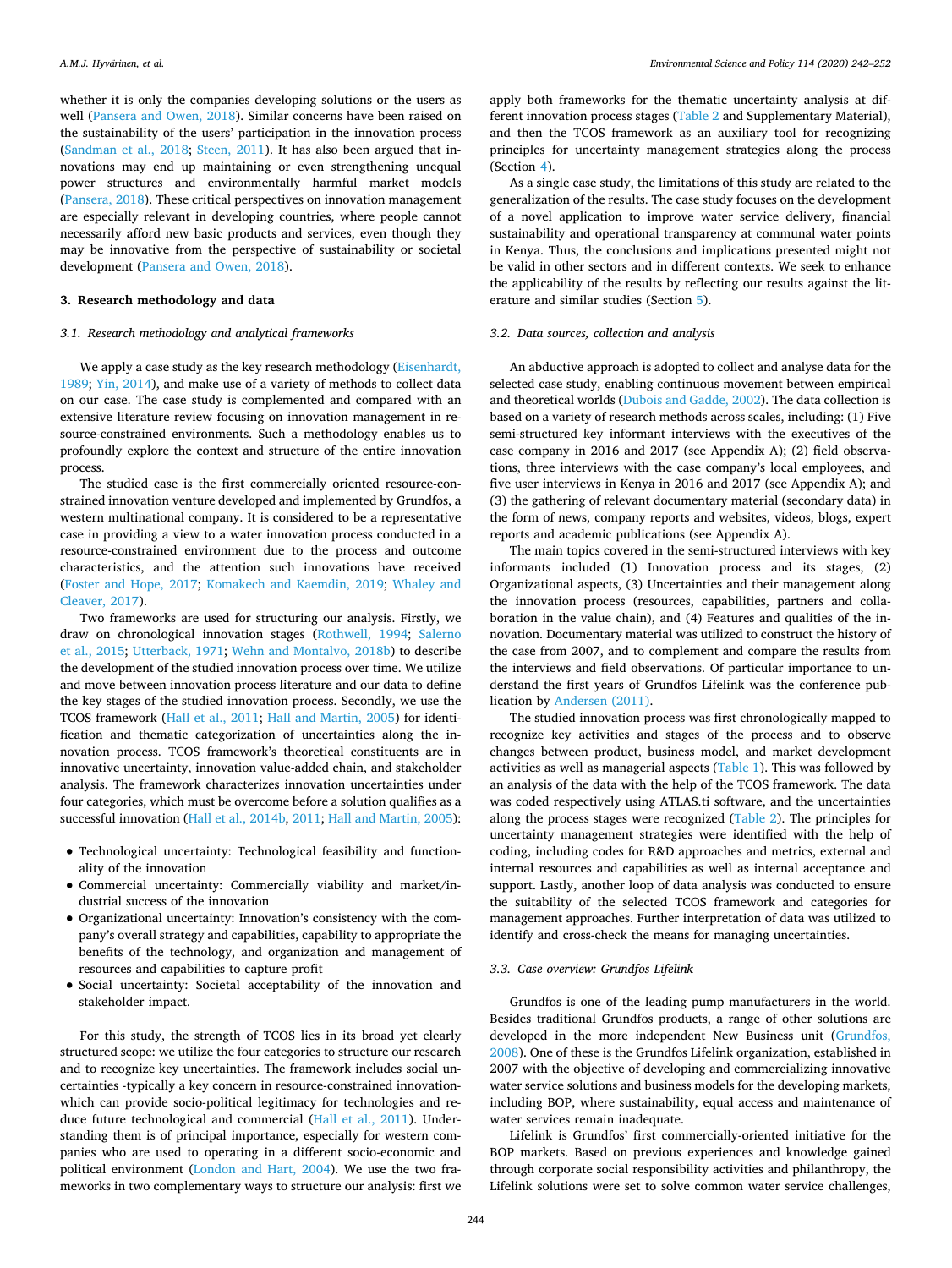whether it is only the companies developing solutions or the users as well (Pansera and Owen, 2018). Similar concerns have been raised on the sustainability of the users' participation in the innovation process (Sandman et al., 2018; Steen, 2011). It has also been argued that innovations may end up maintaining or even strengthening unequal power structures and environmentally harmful market models (Pansera, 2018). These critical perspectives on innovation management are especially relevant in developing countries, where people cannot necessarily afford new basic products and services, even though they may be innovative from the perspective of sustainability or societal development (Pansera and Owen, 2018).

## 3. Research methodology and data

### 3.1. Research methodology and analytical frameworks

We apply a case study as the key research methodology (Eisenhardt, 1989; Yin, 2014), and make use of a variety of methods to collect data on our case. The case study is complemented and compared with an extensive literature review focusing on innovation management in resource-constrained environments. Such a methodology enables us to profoundly explore the context and structure of the entire innovation process.

The studied case is the first commercially oriented resource-constrained innovation venture developed and implemented by Grundfos, a western multinational company. It is considered to be a representative case in providing a view to a water innovation process conducted in a resource-constrained environment due to the process and outcome characteristics, and the attention such innovations have received (Foster and Hope, 2017; Komakech and Kaemdin, 2019; Whaley and Cleaver, 2017).

Two frameworks are used for structuring our analysis. Firstly, we draw on chronological innovation stages (Rothwell, 1994; Salerno et al., 2015; Utterback, 1971; Wehn and Montalvo, 2018b) to describe the development of the studied innovation process over time. We utilize and move between innovation process literature and our data to define the key stages of the studied innovation process. Secondly, we use the TCOS framework (Hall et al., 2011; Hall and Martin, 2005) for identification and thematic categorization of uncertainties along the innovation process. TCOS framework's theoretical constituents are in innovative uncertainty, innovation value-added chain, and stakeholder analysis. The framework characterizes innovation uncertainties under four categories, which must be overcome before a solution qualifies as a successful innovation (Hall et al., 2014b, 2011; Hall and Martin, 2005):

- Technological uncertainty: Technological feasibility and functionality of the innovation
- Commercial uncertainty: Commercially viability and market/industrial success of the innovation
- Organizational uncertainty: Innovation's consistency with the company's overall strategy and capabilities, capability to appropriate the benefits of the technology, and organization and management of resources and capabilities to capture profit
- Social uncertainty: Societal acceptability of the innovation and stakeholder impact.

For this study, the strength of TCOS lies in its broad yet clearly structured scope: we utilize the four categories to structure our research and to recognize key uncertainties. The framework includes social uncertainties -typically a key concern in resource-constrained innovation- which can provide socio-political legitimacy for technologies and reduce future technological and commercial (Hall et al., 2011). Understanding them is of principal importance, especially for western companies who are used to operating in a different socio-economic and political environment (London and Hart, 2004). We use the two frameworks in two complementary ways to structure our analysis: first we apply both frameworks for the thematic uncertainty analysis at different innovation process stages (Table 2 and Supplementary Material), and then the TCOS framework as an auxiliary tool for recognizing principles for uncertainty management strategies along the process (Section 4).

As a single case study, the limitations of this study are related to the generalization of the results. The case study focuses on the development of a novel application to improve water service delivery, financial sustainability and operational transparency at communal water points in Kenya. Thus, the conclusions and implications presented might not be valid in other sectors and in different contexts. We seek to enhance the applicability of the results by reflecting our results against the literature and similar studies (Section 5).

### 3.2. Data sources, collection and analysis

An abductive approach is adopted to collect and analyse data for the selected case study, enabling continuous movement between empirical and theoretical worlds (Dubois and Gadde, 2002). The data collection is based on a variety of research methods across scales, including: (1) Five semi-structured key informant interviews with the executives of the case company in 2016 and 2017 (see Appendix A); (2) field observations, three interviews with the case company's local employees, and five user interviews in Kenya in 2016 and 2017 (see Appendix A); and (3) the gathering of relevant documentary material (secondary data) in the form of news, company reports and websites, videos, blogs, expert reports and academic publications (see Appendix A).

The main topics covered in the semi-structured interviews with key informants included (1) Innovation process and its stages, (2) Organizational aspects, (3) Uncertainties and their management along the innovation process (resources, capabilities, partners and collaboration in the value chain), and (4) Features and qualities of the innovation. Documentary material was utilized to construct the history of the case from 2007, and to complement and compare the results from the interviews and field observations. Of particular importance to understand the first years of Grundfos Lifelink was the conference publication by Andersen (2011).

The studied innovation process was first chronologically mapped to recognize key activities and stages of the process and to observe changes between product, business model, and market development activities as well as managerial aspects (Table 1). This was followed by an analysis of the data with the help of the TCOS framework. The data was coded respectively using ATLAS.ti software, and the uncertainties along the process stages were recognized (Table 2). The principles for uncertainty management strategies were identified with the help of coding, including codes for R&D approaches and metrics, external and internal resources and capabilities as well as internal acceptance and support. Lastly, another loop of data analysis was conducted to ensure the suitability of the selected TCOS framework and categories for management approaches. Further interpretation of data was utilized to identify and cross-check the means for managing uncertainties.

### 3.3. Case overview: Grundfos Lifelink

Grundfos is one of the leading pump manufacturers in the world. Besides traditional Grundfos products, a range of other solutions are developed in the more independent New Business unit (Grundfos, 2008). One of these is the Grundfos Lifelink organization, established in 2007 with the objective of developing and commercializing innovative water service solutions and business models for the developing markets, including BOP, where sustainability, equal access and maintenance of water services remain inadequate.

Lifelink is Grundfos' first commercially-oriented initiative for the BOP markets. Based on previous experiences and knowledge gained through corporate social responsibility activities and philanthropy, the Lifelink solutions were set to solve common water service challenges,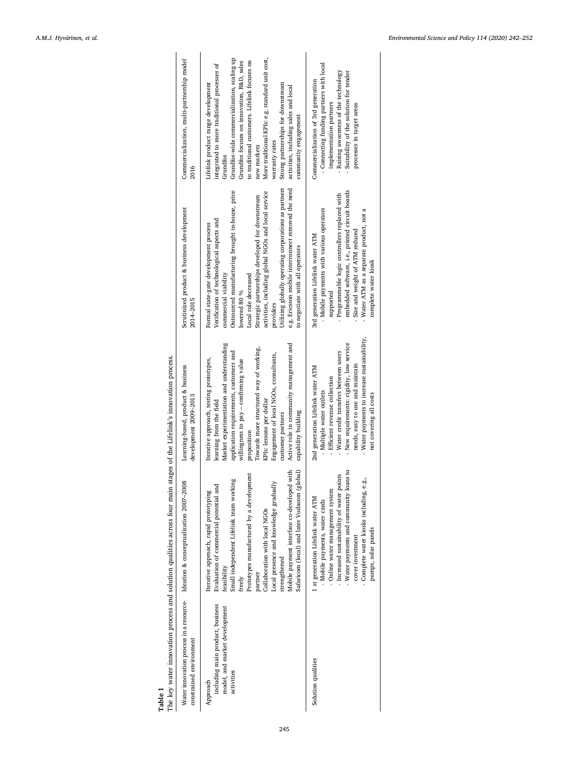**Table 1**
The key water innovation process and solution qualities across four main stages of the Lifelink's innovation process.

| Water innovation process in a resource-constrained environment | Ideation & conceptualization 2007–2008 | Learning-based, product & business development 2009–2013 | Scrutinized product & business development 2014–2015 | Commercialization, multi-partnership model 2016 |
|---|---|---|---|---|
| Approach including main product, business model, and market development activities | Iterative approach, rapid prototyping<br>Evaluation of commercial potential and feasibility<br>Small independent Lifelink team working freely<br>Prototypes manufactured by a development partner<br>Collaboration with local NGOs<br>Local presence and knowledge gradually strengthened<br>Mobile payment interface co-developed with Safaricom (local) and later Vodacom (global) | Iterative approach, testing prototypes, learning from the field<br>Market experimentation and understanding application requirements, customers and willingness to pay – confirming value proposition<br>Towards more structured way of working, KPIs: lessons per dollar<br>Engagement of local NGOs, consultants, customer partners<br>Active role in community management and capability building | Formal state-gate development process<br>Verification of technological aspects and commercial viability<br>Outsourced manufacturing brought in-house, price lowered 80 %<br>Local role decreased<br>Strategic partnerships developed for downstream activities, including global NGOs and local service providers<br>Utilizing globally operating corporations as partners e.g. Ericsson mobile interconnect removed the need to negotiate with all operators | Lifelink product range development integrated to more traditional processes of Grundfos<br>Grundfos-wide commercialization, scaling up<br>Grundfos focuses on innovation, R&D, sales to traditional customers. Lifelink focuses on new markets<br>More traditional KPIs: e.g. standard unit cost, warranty rates<br>Strong partnerships for downstream activities, including sales and local community engagement |
| Solution qualities | 1 st generation Lifelink water ATM<br>- Mobile payments, water cards<br>- Online water management system<br>- Increased sustainability of water points<br>- Water payments and community loans to cover investment<br>- Complete water kiosks including, e.g., pumps, solar panels | 2nd generation Lifelink water ATM<br>- Multiple water outlets<br>- Efficient revenue collection<br>- Water credit transfers between users<br>- New requirements: rigidity, low service needs, easy to use and maintain<br>- Water payments to increase sustainability, not covering all costs | 3rd generation Lifelink water ATM<br>- Mobile payments with various operators supported<br>- Programmable logic controllers replaced with embedded software, i.e., printed circuit boards<br>- Size and weight of ATM reduced<br>- Water ATM as a separate product, not a complete water kiosk | Commercialization of 3rd generation<br>- Connecting funding partners with local implementation partners<br>- Raising awareness of the technology<br>- Suitability of the solution for tender processes in target areas |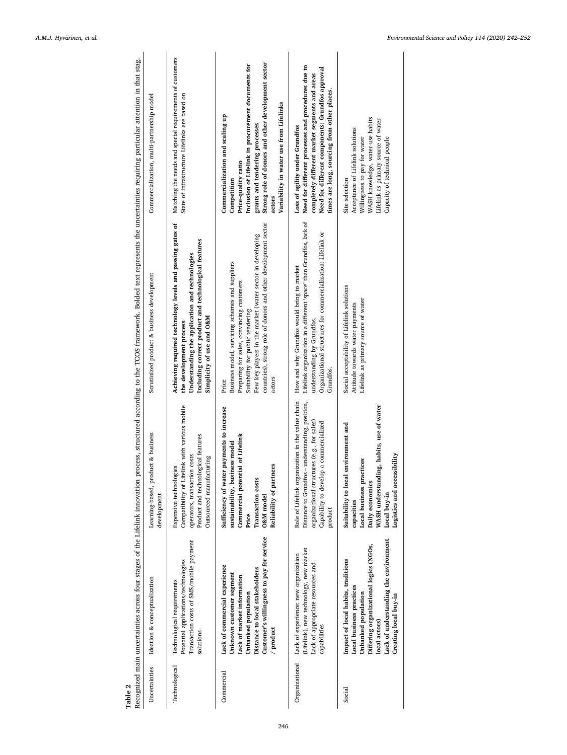**Table 2**

Recognized main uncertainties across four stages of the Lifelink innovation process, structured according to the TCOS framework. Bolded text represents the uncertainties requiring particular attention in that stag.

| Uncertainties | Ideation & conceptualization | Learning-based, product & business development | Scrutinized product & business development | Commercialization, multi-partnership model |
|---|---|---|---|---|
| Technological | Technological requirements<br>Potential applications/technologies<br>Transaction costs of SMS/mobile payment solutions | Expensive technologies<br>Compatibility of Lifelink with various mobile operators, transaction costs<br>Product and technological features<br>Outsourced manufacturing | **Achieving required technology levels and passing gates of the development process**<br>**Understanding the application and technologies**<br>**Including correct product and technological features**<br>**Simplicity of use and O&M** | Matching the needs and special requirements of customers<br>State of infrastructure Lifelinks are based on |
| Commercial | **Lack of commercial experience**<br>**Unknown customer segment**<br>**Lack of market information**<br>**Unbanked population**<br>**Distance to local stakeholders**<br>**Customer's willingness to pay for service / product** | **Sufficiency of water payments to increase sustainability, business model**<br>**Commercial potential of Lifelink**<br>**Price**<br>**Transaction costs**<br>**O&M model**<br>**Reliability of partners** | Price<br>Business model, servicing schemes and suppliers<br>Preparing for sales, convincing customers<br>Suitability for public tendering<br>Few key players in the market (water sector in developing countries), strong role of donors and other development sector actors | **Commercialization and scaling up**<br>**Competition**<br>**Price-quality ratio**<br>**Inclusion of Lifelink in procurement documents for grants and tendering processes**<br>**Strong role of donors and other development sector actors**<br>**Variability in water use from Lifelinks** |
| Organizational | Lack of experience: new organization (Lifelink), new technology, new market<br>Lack of appropriate resources and capabilities | Role of Lifelink organization in the value chain<br>Distance to Grundfos – understanding, position, organizational structures (e.g., for sales)<br>Capability to develop a commercialized product | How and why Grundfos would bring to market<br>Lifelink organization in a different 'space' than Grundfos, lack of understanding by Grundfos.<br>Organizational structures for commercialization: Lifelink or Grundfos. | **Loss of agility under Grundfos**<br>**Need for different processes and procedures due to completely different market segments and areas**<br>**Need for different components: Grundfos approval times are long, sourcing from other places.** |
| Social | **Impact of local habits, traditions**<br>**Local business practices**<br>**Unbanked population**<br>**Differing organizational logics (NGOs, local actors)**<br>**Lack of understanding the environment**<br>**Creating local buy-in** | **Suitability to local environment and capacities**<br>**Local business practices**<br>**Daily economics**<br>**WASH understanding, habits, use of water**<br>**Local buy-in**<br>**Logistics and accessibility** | Social acceptability of Lifelink solutions<br>Attitude towards water payments<br>Lifelink as primary source of water | Site selection<br>Acceptance of Lifelink solutions<br>Willingness to pay for water<br>WASH knowledge, water-use habits<br>Lifelink as primary source of water<br>Capacity of technical people |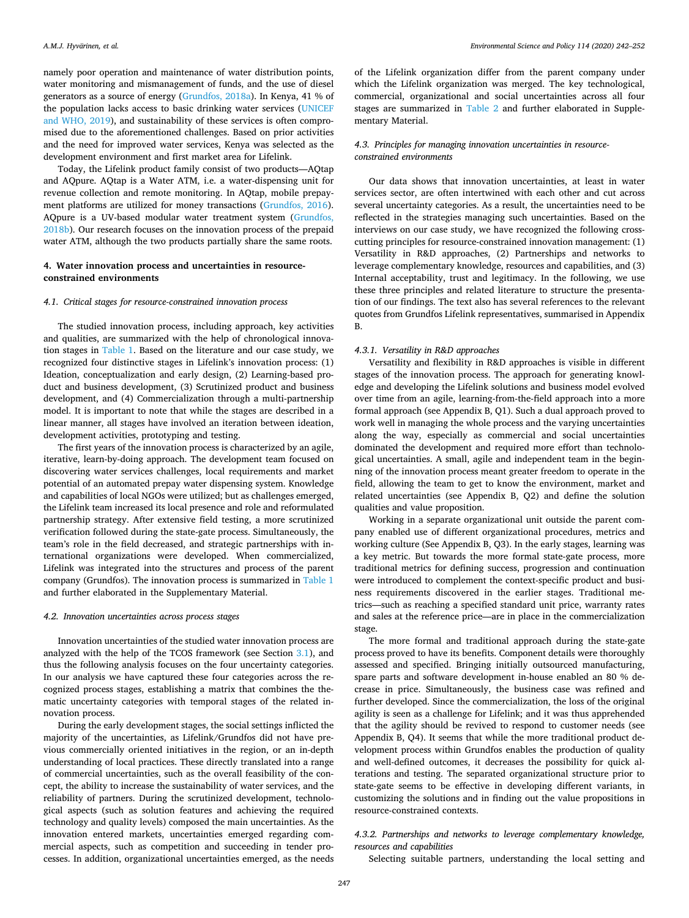namely poor operation and maintenance of water distribution points, water monitoring and mismanagement of funds, and the use of diesel generators as a source of energy (Grundfos, 2018a). In Kenya, 41 % of the population lacks access to basic drinking water services (UNICEF and WHO, 2019), and sustainability of these services is often compromised due to the aforementioned challenges. Based on prior activities and the need for improved water services, Kenya was selected as the development environment and first market area for Lifelink.

Today, the Lifelink product family consist of two products—AQtap and AQpure. AQtap is a Water ATM, i.e. a water-dispensing unit for revenue collection and remote monitoring. In AQtap, mobile prepayment platforms are utilized for money transactions (Grundfos, 2016). AQpure is a UV-based modular water treatment system (Grundfos, 2018b). Our research focuses on the innovation process of the prepaid water ATM, although the two products partially share the same roots.

## 4. Water innovation process and uncertainties in resource-constrained environments

### 4.1. Critical stages for resource-constrained innovation process

The studied innovation process, including approach, key activities and qualities, are summarized with the help of chronological innovation stages in Table 1. Based on the literature and our case study, we recognized four distinctive stages in Lifelink's innovation process: (1) Ideation, conceptualization and early design, (2) Learning-based product and business development, (3) Scrutinized product and business development, and (4) Commercialization through a multi-partnership model. It is important to note that while the stages are described in a linear manner, all stages have involved an iteration between ideation, development activities, prototyping and testing.

The first years of the innovation process is characterized by an agile, iterative, learn-by-doing approach. The development team focused on discovering water services challenges, local requirements and market potential of an automated prepay water dispensing system. Knowledge and capabilities of local NGOs were utilized; but as challenges emerged, the Lifelink team increased its local presence and role and reformulated partnership strategy. After extensive field testing, a more scrutinized verification followed during the state-gate process. Simultaneously, the team's role in the field decreased, and strategic partnerships with international organizations were developed. When commercialized, Lifelink was integrated into the structures and process of the parent company (Grundfos). The innovation process is summarized in Table 1 and further elaborated in the Supplementary Material.

### 4.2. Innovation uncertainties across process stages

Innovation uncertainties of the studied water innovation process are analyzed with the help of the TCOS framework (see Section 3.1), and thus the following analysis focuses on the four uncertainty categories. In our analysis we have captured these four categories across the recognized process stages, establishing a matrix that combines the thematic uncertainty categories with temporal stages of the related innovation process.

During the early development stages, the social settings inflicted the majority of the uncertainties, as Lifelink/Grundfos did not have previous commercially oriented initiatives in the region, or an in-depth understanding of local practices. These directly translated into a range of commercial uncertainties, such as the overall feasibility of the concept, the ability to increase the sustainability of water services, and the reliability of partners. During the scrutinized development, technological aspects (such as solution features and achieving the required technology and quality levels) composed the main uncertainties. As the innovation entered markets, uncertainties emerged regarding commercial aspects, such as competition and succeeding in tender processes. In addition, organizational uncertainties emerged, as the needs of the Lifelink organization differ from the parent company under which the Lifelink organization was merged. The key technological, commercial, organizational and social uncertainties across all four stages are summarized in Table 2 and further elaborated in Supplementary Material.

### 4.3. Principles for managing innovation uncertainties in resource-constrained environments

Our data shows that innovation uncertainties, at least in water services sector, are often intertwined with each other and cut across several uncertainty categories. As a result, the uncertainties need to be reflected in the strategies managing such uncertainties. Based on the interviews on our case study, we have recognized the following cross-cutting principles for resource-constrained innovation management: (1) Versatility in R&D approaches, (2) Partnerships and networks to leverage complementary knowledge, resources and capabilities, and (3) Internal acceptability, trust and legitimacy. In the following, we use these three principles and related literature to structure the presentation of our findings. The text also has several references to the relevant quotes from Grundfos Lifelink representatives, summarised in Appendix B.

#### 4.3.1. Versatility in R&D approaches

Versatility and flexibility in R&D approaches is visible in different stages of the innovation process. The approach for generating knowledge and developing the Lifelink solutions and business model evolved over time from an agile, learning-from-the-field approach into a more formal approach (see Appendix B, Q1). Such a dual approach proved to work well in managing the whole process and the varying uncertainties along the way, especially as commercial and social uncertainties dominated the development and required more effort than technological uncertainties. A small, agile and independent team in the beginning of the innovation process meant greater freedom to operate in the field, allowing the team to get to know the environment, market and related uncertainties (see Appendix B, Q2) and define the solution qualities and value proposition.

Working in a separate organizational unit outside the parent company enabled use of different organizational procedures, metrics and working culture (See Appendix B, Q3). In the early stages, learning was a key metric. But towards the more formal state-gate process, more traditional metrics for defining success, progression and continuation were introduced to complement the context-specific product and business requirements discovered in the earlier stages. Traditional metrics—such as reaching a specified standard unit price, warranty rates and sales at the reference price—are in place in the commercialization stage.

The more formal and traditional approach during the state-gate process proved to have its benefits. Component details were thoroughly assessed and specified. Bringing initially outsourced manufacturing, spare parts and software development in-house enabled an 80 % decrease in price. Simultaneously, the business case was refined and further developed. Since the commercialization, the loss of the original agility is seen as a challenge for Lifelink; and it was thus apprehended that the agility should be revived to respond to customer needs (see Appendix B, Q4). It seems that while the more traditional product development process within Grundfos enables the production of quality and well-defined outcomes, it decreases the possibility for quick alterations and testing. The separated organizational structure prior to state-gate seems to be effective in developing different variants, in customizing the solutions and in finding out the value propositions in resource-constrained contexts.

#### 4.3.2. Partnerships and networks to leverage complementary knowledge, resources and capabilities

Selecting suitable partners, understanding the local setting and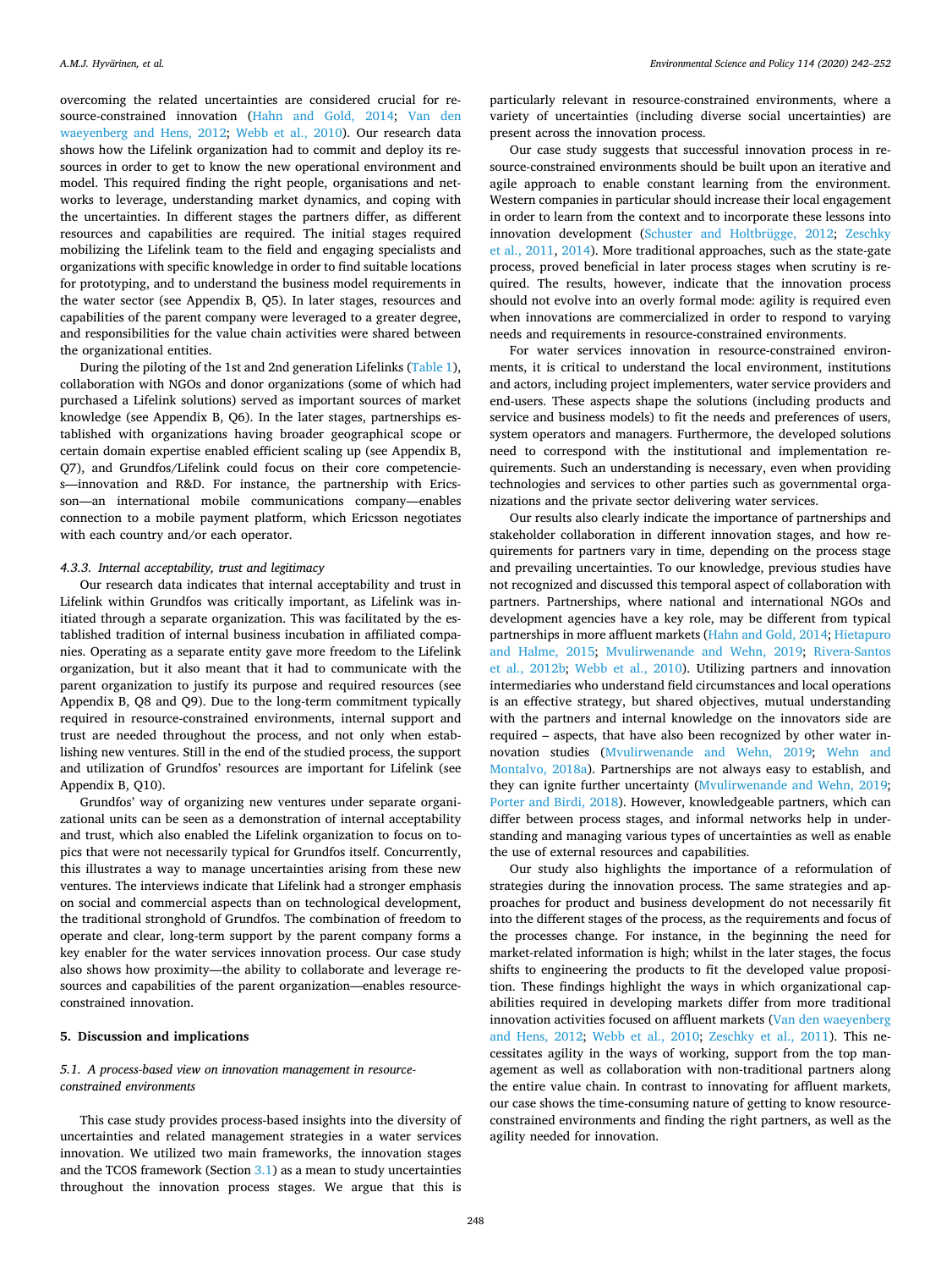overcoming the related uncertainties are considered crucial for resource-constrained innovation (Hahn and Gold, 2014; Van den waeyenberg and Hens, 2012; Webb et al., 2010). Our research data shows how the Lifelink organization had to commit and deploy its resources in order to get to know the new operational environment and model. This required finding the right people, organisations and networks to leverage, understanding market dynamics, and coping with the uncertainties. In different stages the partners differ, as different resources and capabilities are required. The initial stages required mobilizing the Lifelink team to the field and engaging specialists and organizations with specific knowledge in order to find suitable locations for prototyping, and to understand the business model requirements in the water sector (see Appendix B, Q5). In later stages, resources and capabilities of the parent company were leveraged to a greater degree, and responsibilities for the value chain activities were shared between the organizational entities.

During the piloting of the 1st and 2nd generation Lifelinks (Table 1), collaboration with NGOs and donor organizations (some of which had purchased a Lifelink solutions) served as important sources of market knowledge (see Appendix B, Q6). In the later stages, partnerships established with organizations having broader geographical scope or certain domain expertise enabled efficient scaling up (see Appendix B, Q7), and Grundfos/Lifelink could focus on their core competencies—innovation and R&D. For instance, the partnership with Ericsson—an international mobile communications company—enables connection to a mobile payment platform, which Ericsson negotiates with each country and/or each operator.

#### 4.3.3. Internal acceptability, trust and legitimacy

Our research data indicates that internal acceptability and trust in Lifelink within Grundfos was critically important, as Lifelink was initiated through a separate organization. This was facilitated by the established tradition of internal business incubation in affiliated companies. Operating as a separate entity gave more freedom to the Lifelink organization, but it also meant that it had to communicate with the parent organization to justify its purpose and required resources (see Appendix B, Q8 and Q9). Due to the long-term commitment typically required in resource-constrained environments, internal support and trust are needed throughout the process, and not only when establishing new ventures. Still in the end of the studied process, the support and utilization of Grundfos' resources are important for Lifelink (see Appendix B, Q10).

Grundfos' way of organizing new ventures under separate organizational units can be seen as a demonstration of internal acceptability and trust, which also enabled the Lifelink organization to focus on topics that were not necessarily typical for Grundfos itself. Concurrently, this illustrates a way to manage uncertainties arising from these new ventures. The interviews indicate that Lifelink had a stronger emphasis on social and commercial aspects than on technological development, the traditional stronghold of Grundfos. The combination of freedom to operate and clear, long-term support by the parent company forms a key enabler for the water services innovation process. Our case study also shows how proximity—the ability to collaborate and leverage resources and capabilities of the parent organization—enables resource-constrained innovation.

## 5. Discussion and implications

### 5.1. A process-based view on innovation management in resource-constrained environments

This case study provides process-based insights into the diversity of uncertainties and related management strategies in a water services innovation. We utilized two main frameworks, the innovation stages and the TCOS framework (Section 3.1) as a mean to study uncertainties throughout the innovation process stages. We argue that this is particularly relevant in resource-constrained environments, where a variety of uncertainties (including diverse social uncertainties) are present across the innovation process.

Our case study suggests that successful innovation process in resource-constrained environments should be built upon an iterative and agile approach to enable constant learning from the environment. Western companies in particular should increase their local engagement in order to learn from the context and to incorporate these lessons into innovation development (Schuster and Holtbrügge, 2012; Zeschky et al., 2011, 2014). More traditional approaches, such as the state-gate process, proved beneficial in later process stages when scrutiny is required. The results, however, indicate that the innovation process should not evolve into an overly formal mode: agility is required even when innovations are commercialized in order to respond to varying needs and requirements in resource-constrained environments.

For water services innovation in resource-constrained environments, it is critical to understand the local environment, institutions and actors, including project implementers, water service providers and end-users. These aspects shape the solutions (including products and service and business models) to fit the needs and preferences of users, system operators and managers. Furthermore, the developed solutions need to correspond with the institutional and implementation requirements. Such an understanding is necessary, even when providing technologies and services to other parties such as governmental organizations and the private sector delivering water services.

Our results also clearly indicate the importance of partnerships and stakeholder collaboration in different innovation stages, and how requirements for partners vary in time, depending on the process stage and prevailing uncertainties. To our knowledge, previous studies have not recognized and discussed this temporal aspect of collaboration with partners. Partnerships, where national and international NGOs and development agencies have a key role, may be different from typical partnerships in more affluent markets (Hahn and Gold, 2014; Hietapuro and Halme, 2015; Mvulirwenande and Wehn, 2019; Rivera-Santos et al., 2012b; Webb et al., 2010). Utilizing partners and innovation intermediaries who understand field circumstances and local operations is an effective strategy, but shared objectives, mutual understanding with the partners and internal knowledge on the innovators side are required – aspects, that have also been recognized by other water innovation studies (Mvulirwenande and Wehn, 2019; Wehn and Montalvo, 2018a). Partnerships are not always easy to establish, and they can ignite further uncertainty (Mvulirwenande and Wehn, 2019; Porter and Birdi, 2018). However, knowledgeable partners, which can differ between process stages, and informal networks help in understanding and managing various types of uncertainties as well as enable the use of external resources and capabilities.

Our study also highlights the importance of a reformulation of strategies during the innovation process. The same strategies and approaches for product and business development do not necessarily fit into the different stages of the process, as the requirements and focus of the processes change. For instance, in the beginning the need for market-related information is high; whilst in the later stages, the focus shifts to engineering the products to fit the developed value proposition. These findings highlight the ways in which organizational capabilities required in developing markets differ from more traditional innovation activities focused on affluent markets (Van den waeyenberg and Hens, 2012; Webb et al., 2010; Zeschky et al., 2011). This necessitates agility in the ways of working, support from the top management as well as collaboration with non-traditional partners along the entire value chain. In contrast to innovating for affluent markets, our case shows the time-consuming nature of getting to know resource-constrained environments and finding the right partners, as well as the agility needed for innovation.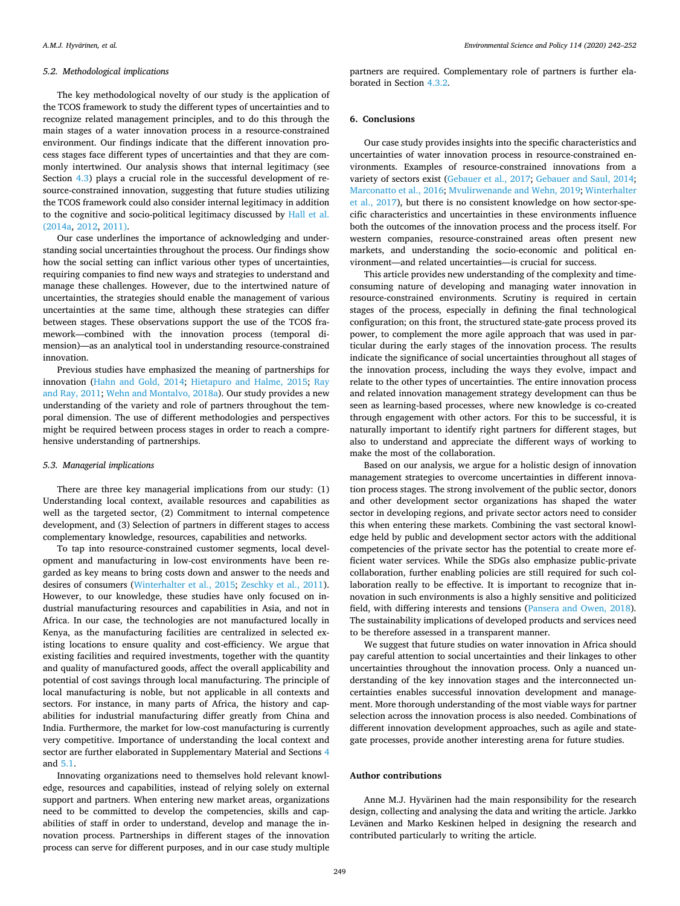### 5.2. Methodological implications

The key methodological novelty of our study is the application of the TCOS framework to study the different types of uncertainties and to recognize related management principles, and to do this through the main stages of a water innovation process in a resource-constrained environment. Our findings indicate that the different innovation process stages face different types of uncertainties and that they are commonly intertwined. Our analysis shows that internal legitimacy (see Section 4.3) plays a crucial role in the successful development of resource-constrained innovation, suggesting that future studies utilizing the TCOS framework could also consider internal legitimacy in addition to the cognitive and socio-political legitimacy discussed by Hall et al. (2014a, 2012, 2011).

Our case underlines the importance of acknowledging and understanding social uncertainties throughout the process. Our findings show how the social setting can inflict various other types of uncertainties, requiring companies to find new ways and strategies to understand and manage these challenges. However, due to the intertwined nature of uncertainties, the strategies should enable the management of various uncertainties at the same time, although these strategies can differ between stages. These observations support the use of the TCOS framework—combined with the innovation process (temporal dimension)—as an analytical tool in understanding resource-constrained innovation.

Previous studies have emphasized the meaning of partnerships for innovation (Hahn and Gold, 2014; Hietapuro and Halme, 2015; Ray and Ray, 2011; Wehn and Montalvo, 2018a). Our study provides a new understanding of the variety and role of partners throughout the temporal dimension. The use of different methodologies and perspectives might be required between process stages in order to reach a comprehensive understanding of partnerships.

### 5.3. Managerial implications

There are three key managerial implications from our study: (1) Understanding local context, available resources and capabilities as well as the targeted sector, (2) Commitment to internal competence development, and (3) Selection of partners in different stages to access complementary knowledge, resources, capabilities and networks.

To tap into resource-constrained customer segments, local development and manufacturing in low-cost environments have been regarded as key means to bring costs down and answer to the needs and desires of consumers (Winterhalter et al., 2015; Zeschky et al., 2011). However, to our knowledge, these studies have only focused on industrial manufacturing resources and capabilities in Asia, and not in Africa. In our case, the technologies are not manufactured locally in Kenya, as the manufacturing facilities are centralized in selected existing locations to ensure quality and cost-efficiency. We argue that existing facilities and required investments, together with the quantity and quality of manufactured goods, affect the overall applicability and potential of cost savings through local manufacturing. The principle of local manufacturing is noble, but not applicable in all contexts and sectors. For instance, in many parts of Africa, the history and capabilities for industrial manufacturing differ greatly from China and India. Furthermore, the market for low-cost manufacturing is currently very competitive. Importance of understanding the local context and sector are further elaborated in Supplementary Material and Sections 4 and 5.1.

Innovating organizations need to themselves hold relevant knowledge, resources and capabilities, instead of relying solely on external support and partners. When entering new market areas, organizations need to be committed to develop the competencies, skills and capabilities of staff in order to understand, develop and manage the innovation process. Partnerships in different stages of the innovation process can serve for different purposes, and in our case study multiple partners are required. Complementary role of partners is further elaborated in Section 4.3.2.

## 6. Conclusions

Our case study provides insights into the specific characteristics and uncertainties of water innovation process in resource-constrained environments. Examples of resource-constrained innovations from a variety of sectors exist (Gebauer et al., 2017; Gebauer and Saul, 2014; Marconatto et al., 2016; Mvulirwenande and Wehn, 2019; Winterhalter et al., 2017), but there is no consistent knowledge on how sector-specific characteristics and uncertainties in these environments influence both the outcomes of the innovation process and the process itself. For western companies, resource-constrained areas often present new markets, and understanding the socio-economic and political environment—and related uncertainties—is crucial for success.

This article provides new understanding of the complexity and time-consuming nature of developing and managing water innovation in resource-constrained environments. Scrutiny is required in certain stages of the process, especially in defining the final technological configuration; on this front, the structured state-gate process proved its power, to complement the more agile approach that was used in particular during the early stages of the innovation process. The results indicate the significance of social uncertainties throughout all stages of the innovation process, including the ways they evolve, impact and relate to the other types of uncertainties. The entire innovation process and related innovation management strategy development can thus be seen as learning-based processes, where new knowledge is co-created through engagement with other actors. For this to be successful, it is naturally important to identify right partners for different stages, but also to understand and appreciate the different ways of working to make the most of the collaboration.

Based on our analysis, we argue for a holistic design of innovation management strategies to overcome uncertainties in different innovation process stages. The strong involvement of the public sector, donors and other development sector organizations has shaped the water sector in developing regions, and private sector actors need to consider this when entering these markets. Combining the vast sectoral knowledge held by public and development sector actors with the additional competencies of the private sector has the potential to create more efficient water services. While the SDGs also emphasize public-private collaboration, further enabling policies are still required for such collaboration really to be effective. It is important to recognize that innovation in such environments is also a highly sensitive and politicized field, with differing interests and tensions (Pansera and Owen, 2018). The sustainability implications of developed products and services need to be therefore assessed in a transparent manner.

We suggest that future studies on water innovation in Africa should pay careful attention to social uncertainties and their linkages to other uncertainties throughout the innovation process. Only a nuanced understanding of the key innovation stages and the interconnected uncertainties enables successful innovation development and management. More thorough understanding of the most viable ways for partner selection across the innovation process is also needed. Combinations of different innovation development approaches, such as agile and state-gate processes, provide another interesting arena for future studies.

## Author contributions

Anne M.J. Hyvärinen had the main responsibility for the research design, collecting and analysing the data and writing the article. Jarkko Levänen and Marko Keskinen helped in designing the research and contributed particularly to writing the article.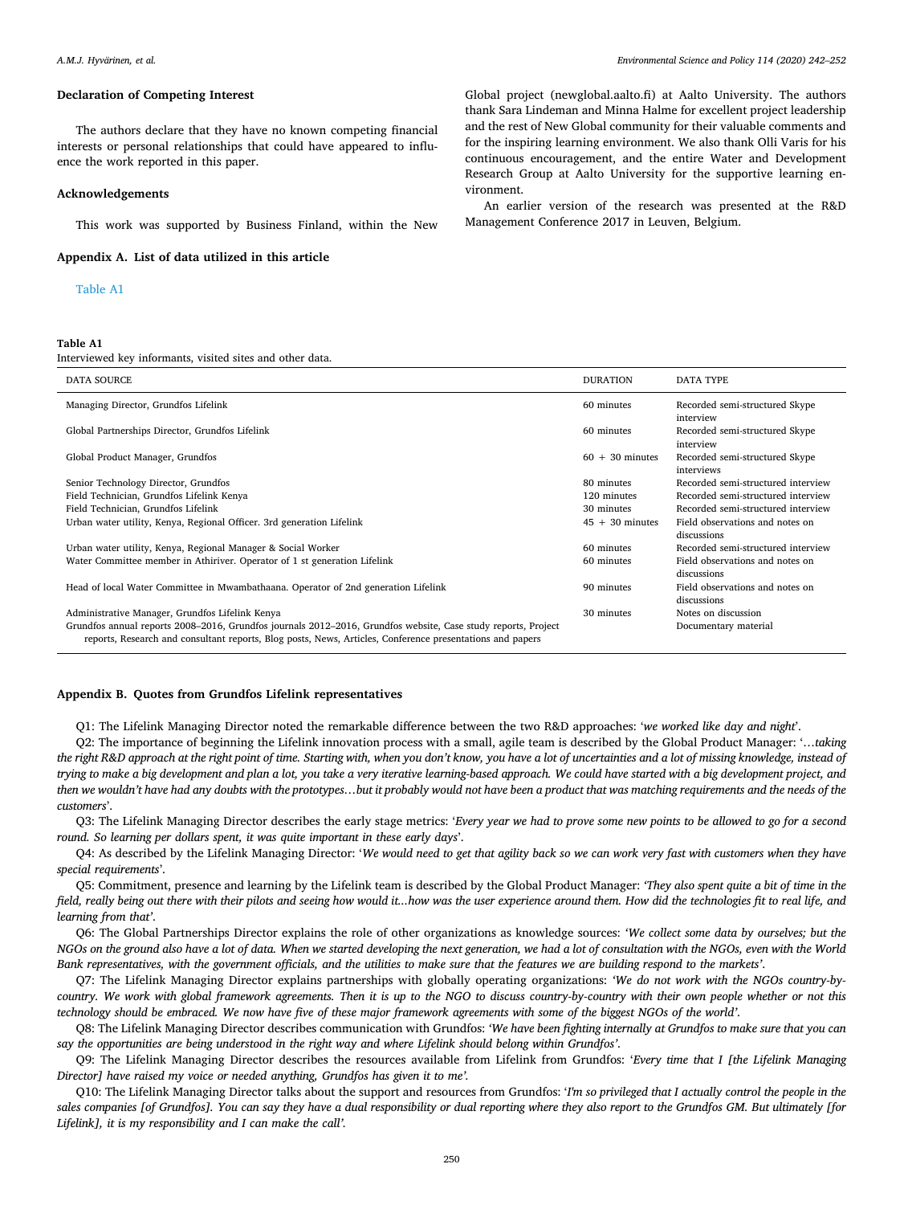### Declaration of Competing Interest

The authors declare that they have no known competing financial interests or personal relationships that could have appeared to influence the work reported in this paper.

### Acknowledgements

This work was supported by Business Finland, within the New Global project (newglobal.aalto.fi) at Aalto University. The authors thank Sara Lindeman and Minna Halme for excellent project leadership and the rest of New Global community for their valuable comments and for the inspiring learning environment. We also thank Olli Varis for his continuous encouragement, and the entire Water and Development Research Group at Aalto University for the supportive learning environment.

An earlier version of the research was presented at the R&D Management Conference 2017 in Leuven, Belgium.

### Appendix A. List of data utilized in this article

Table A1

**Table A1**
Interviewed key informants, visited sites and other data.

| DATA SOURCE | DURATION | DATA TYPE |
|---|---|---|
| Managing Director, Grundfos Lifelink | 60 minutes | Recorded semi-structured Skype interview |
| Global Partnerships Director, Grundfos Lifelink | 60 minutes | Recorded semi-structured Skype interview |
| Global Product Manager, Grundfos | 60 + 30 minutes | Recorded semi-structured Skype interviews |
| Senior Technology Director, Grundfos | 80 minutes | Recorded semi-structured interview |
| Field Technician, Grundfos Lifelink Kenya | 120 minutes | Recorded semi-structured interview |
| Field Technician, Grundfos Lifelink | 30 minutes | Recorded semi-structured interview |
| Urban water utility, Kenya, Regional Officer. 3rd generation Lifelink | 45 + 30 minutes | Field observations and notes on discussions |
| Urban water utility, Kenya, Regional Manager & Social Worker | 60 minutes | Recorded semi-structured interview |
| Water Committee member in Athiriver. Operator of 1 st generation Lifelink | 60 minutes | Field observations and notes on discussions |
| Head of local Water Committee in Mwambathaana. Operator of 2nd generation Lifelink | 90 minutes | Field observations and notes on discussions |
| Administrative Manager, Grundfos Lifelink Kenya | 30 minutes | Notes on discussion |
| Grundfos annual reports 2008–2016, Grundfos journals 2012–2016, Grundfos website, Case study reports, Project reports, Research and consultant reports, Blog posts, News, Articles, Conference presentations and papers | | Documentary material |

### Appendix B. Quotes from Grundfos Lifelink representatives

Q1: The Lifelink Managing Director noted the remarkable difference between the two R&D approaches: '*we worked like day and night*'.

Q2: The importance of beginning the Lifelink innovation process with a small, agile team is described by the Global Product Manager: '*…taking the right R&D approach at the right point of time. Starting with, when you don't know, you have a lot of uncertainties and a lot of missing knowledge, instead of trying to make a big development and plan a lot, you take a very iterative learning-based approach. We could have started with a big development project, and then we wouldn't have had any doubts with the prototypes…but it probably would not have been a product that was matching requirements and the needs of the customers*'.

Q3: The Lifelink Managing Director describes the early stage metrics: '*Every year we had to prove some new points to be allowed to go for a second round. So learning per dollars spent, it was quite important in these early days*'.

Q4: As described by the Lifelink Managing Director: '*We would need to get that agility back so we can work very fast with customers when they have special requirements*'.

Q5: Commitment, presence and learning by the Lifelink team is described by the Global Product Manager: *'They also spent quite a bit of time in the field, really being out there with their pilots and seeing how would it…how was the user experience around them. How did the technologies fit to real life, and learning from that'*.

Q6: The Global Partnerships Director explains the role of other organizations as knowledge sources: *'We collect some data by ourselves; but the NGOs on the ground also have a lot of data. When we started developing the next generation, we had a lot of consultation with the NGOs, even with the World Bank representatives, with the government officials, and the utilities to make sure that the features we are building respond to the markets'*.

Q7: The Lifelink Managing Director explains partnerships with globally operating organizations: *'We do not work with the NGOs country-by-country. We work with global framework agreements. Then it is up to the NGO to discuss country-by-country with their own people whether or not this technology should be embraced. We now have five of these major framework agreements with some of the biggest NGOs of the world'*.

Q8: The Lifelink Managing Director describes communication with Grundfos: *'We have been fighting internally at Grundfos to make sure that you can say the opportunities are being understood in the right way and where Lifelink should belong within Grundfos'*.

Q9: The Lifelink Managing Director describes the resources available from Lifelink from Grundfos: '*Every time that I [the Lifelink Managing Director] have raised my voice or needed anything, Grundfos has given it to me'*.

Q10: The Lifelink Managing Director talks about the support and resources from Grundfos: '*I'm so privileged that I actually control the people in the sales companies [of Grundfos]. You can say they have a dual responsibility or dual reporting where they also report to the Grundfos GM. But ultimately [for Lifelink], it is my responsibility and I can make the call'*.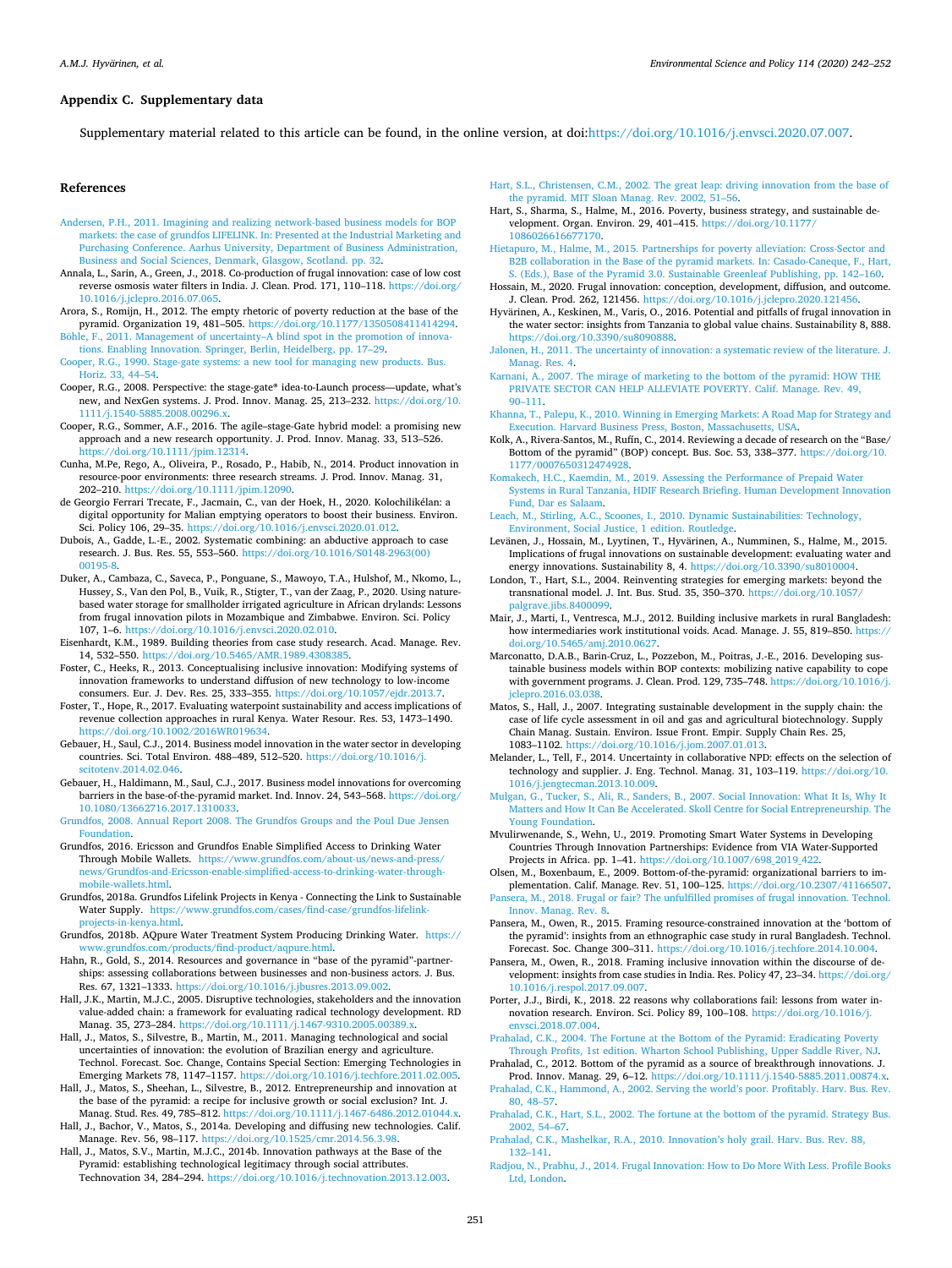## Appendix C. Supplementary data

Supplementary material related to this article can be found, in the online version, at doi:https://doi.org/10.1016/j.envsci.2020.07.007.

## References

Andersen, P.H., 2011. Imagining and realizing network-based business models for BOP markets: the case of grundfos LIFELINK. In: Presented at the Industrial Marketing and Purchasing Conference. Aarhus University, Department of Business Administration, Business and Social Sciences, Denmark, Glasgow, Scotland. pp. 32.

Annala, L., Sarin, A., Green, J., 2018. Co-production of frugal innovation: case of low cost reverse osmosis water filters in India. J. Clean. Prod. 171, 110–118. https://doi.org/10.1016/j.jclepro.2016.07.065.

Arora, S., Romijn, H., 2012. The empty rhetoric of poverty reduction at the base of the pyramid. Organization 19, 481–505. https://doi.org/10.1177/1350508411414294.

Böhle, F., 2011. Management of uncertainty–A blind spot in the promotion of innovations. Enabling Innovation. Springer, Berlin, Heidelberg, pp. 17–29.

Cooper, R.G., 1990. Stage-gate systems: a new tool for managing new products. Bus. Horiz. 33, 44–54.

Cooper, R.G., 2008. Perspective: the stage-gate® idea-to-Launch process—update, what's new, and NexGen systems. J. Prod. Innov. Manag. 25, 213–232. https://doi.org/10.1111/j.1540-5885.2008.00296.x.

Cooper, R.G., Sommer, A.F., 2016. The agile–stage-Gate hybrid model: a promising new approach and a new research opportunity. J. Prod. Innov. Manag. 33, 513–526. https://doi.org/10.1111/jpim.12314.

Cunha, M.Pe, Rego, A., Oliveira, P., Rosado, P., Habib, N., 2014. Product innovation in resource-poor environments: three research streams. J. Prod. Innov. Manag. 31, 202–210. https://doi.org/10.1111/jpim.12090.

de Georgio Ferrari Trecate, F., Jacmain, C., van der Hoek, H., 2020. Kolochilikélan: a digital opportunity for Malian emptying operators to boost their business. Environ. Sci. Policy 106, 29–35. https://doi.org/10.1016/j.envsci.2020.01.012.

Dubois, A., Gadde, L.-E., 2002. Systematic combining: an abductive approach to case research. J. Bus. Res. 55, 553–560. https://doi.org/10.1016/S0148-2963(00)00195-8.

Duker, A., Cambaza, C., Saveca, P., Ponguane, S., Mawoyo, T.A., Hulshof, M., Nkomo, L., Hussey, S., Van den Pol, B., Vuik, R., Stigter, T., van der Zaag, P., 2020. Using nature-based water storage for smallholder irrigated agriculture in African drylands: Lessons from frugal innovation pilots in Mozambique and Zimbabwe. Environ. Sci. Policy 107, 1–6. https://doi.org/10.1016/j.envsci.2020.02.010.

Eisenhardt, K.M., 1989. Building theories from case study research. Acad. Manage. Rev. 14, 532–550. https://doi.org/10.5465/AMR.1989.4308385.

Foster, C., Heeks, R., 2013. Conceptualising inclusive innovation: Modifying systems of innovation frameworks to understand diffusion of new technology to low-income consumers. Eur. J. Dev. Res. 25, 333–355. https://doi.org/10.1057/ejdr.2013.7.

Foster, T., Hope, R., 2017. Evaluating waterpoint sustainability and access implications of revenue collection approaches in rural Kenya. Water Resour. Res. 53, 1473–1490. https://doi.org/10.1002/2016WR019634.

Gebauer, H., Saul, C.J., 2014. Business model innovation in the water sector in developing countries. Sci. Total Environ. 488–489, 512–520. https://doi.org/10.1016/j.scitotenv.2014.02.046.

Gebauer, H., Haldimann, M., Saul, C.J., 2017. Business model innovations for overcoming barriers in the base-of-the-pyramid market. Ind. Innov. 24, 543–568. https://doi.org/10.1080/13662716.2017.1310033.

Grundfos, 2008. Annual Report 2008. The Grundfos Groups and the Poul Due Jensen Foundation.

Grundfos, 2016. Ericsson and Grundfos Enable Simplified Access to Drinking Water Through Mobile Wallets. https://www.grundfos.com/about-us/news-and-press/news/Grundfos-and-Ericsson-enable-simplified-access-to-drinking-water-through-mobile-wallets.html.

Grundfos, 2018a. Grundfos Lifelink Projects in Kenya - Connecting the Link to Sustainable Water Supply. https://www.grundfos.com/cases/find-case/grundfos-lifelink-projects-in-kenya.html.

Grundfos, 2018b. AQpure Water Treatment System Producing Drinking Water. https://www.grundfos.com/products/find-product/aqpure.html.

Hahn, R., Gold, S., 2014. Resources and governance in "base of the pyramid"-partnerships: assessing collaborations between businesses and non-business actors. J. Bus. Res. 67, 1321–1333. https://doi.org/10.1016/j.jbusres.2013.09.002.

Hall, J.K., Martin, M.J.C., 2005. Disruptive technologies, stakeholders and the innovation value-added chain: a framework for evaluating radical technology development. RD Manag. 35, 273–284. https://doi.org/10.1111/j.1467-9310.2005.00389.x.

Hall, J., Matos, S., Silvestre, B., Martin, M., 2011. Managing technological and social uncertainties of innovation: the evolution of Brazilian energy and agriculture. Technol. Forecast. Soc. Change, Contains Special Section: Emerging Technologies in Emerging Markets 78, 1147–1157. https://doi.org/10.1016/j.techfore.2011.02.005.

Hall, J., Matos, S., Sheehan, L., Silvestre, B., 2012. Entrepreneurship and innovation at the base of the pyramid: a recipe for inclusive growth or social exclusion? Int. J. Manag. Stud. Res. 49, 785–812. https://doi.org/10.1111/j.1467-6486.2012.01044.x.

Hall, J., Bachor, V., Matos, S., 2014a. Developing and diffusing new technologies. Calif. Manage. Rev. 56, 98–117. https://doi.org/10.1525/cmr.2014.56.3.98.

Hall, J., Matos, S.V., Martin, M.J.C., 2014b. Innovation pathways at the Base of the Pyramid: establishing technological legitimacy through social attributes. Technovation 34, 284–294. https://doi.org/10.1016/j.technovation.2013.12.003.

Hart, S.L., Christensen, C.M., 2002. The great leap: driving innovation from the base of the pyramid. MIT Sloan Manag. Rev. 2002, 51–56.

Hart, S., Sharma, S., Halme, M., 2016. Poverty, business strategy, and sustainable development. Organ. Environ. 29, 401–415. https://doi.org/10.1177/1086026616677170.

Hietapuro, M., Halme, M., 2015. Partnerships for poverty alleviation: Cross-Sector and B2B collaboration in the Base of the pyramid markets. In: Casado-Caneque, F., Hart, S. (Eds.), Base of the Pyramid 3.0. Sustainable Greenleaf Publishing, pp. 142–160.

Hossain, M., 2020. Frugal innovation: conception, development, diffusion, and outcome. J. Clean. Prod. 262, 121456. https://doi.org/10.1016/j.jclepro.2020.121456.

Hyvärinen, A., Keskinen, M., Varis, O., 2016. Potential and pitfalls of frugal innovation in the water sector: insights from Tanzania to global value chains. Sustainability 8, 888. https://doi.org/10.3390/su8090888.

Jalonen, H., 2011. The uncertainty of innovation: a systematic review of the literature. J. Manag. Res. 4.

Karnani, A., 2007. The mirage of marketing to the bottom of the pyramid: HOW THE PRIVATE SECTOR CAN HELP ALLEVIATE POVERTY. Calif. Manage. Rev. 49, 90–111.

Khanna, T., Palepu, K., 2010. Winning in Emerging Markets: A Road Map for Strategy and Execution. Harvard Business Press, Boston, Massachusetts, USA.

Kolk, A., Rivera-Santos, M., Rufín, C., 2014. Reviewing a decade of research on the "Base/Bottom of the pyramid" (BOP) concept. Bus. Soc. 53, 338–377. https://doi.org/10.1177/0007650312474928.

Komakech, H.C., Kaemdin, M., 2019. Assessing the Performance of Prepaid Water Systems in Rural Tanzania, HDIF Research Briefing. Human Development Innovation Fund, Dar es Salaam.

Leach, M., Stirling, A.C., Scoones, I., 2010. Dynamic Sustainabilities: Technology, Environment, Social Justice, 1 edition. Routledge.

Levänen, J., Hossain, M., Lyytinen, T., Hyvärinen, A., Numminen, S., Halme, M., 2015. Implications of frugal innovations on sustainable development: evaluating water and energy innovations. Sustainability 8, 4. https://doi.org/10.3390/su8010004.

London, T., Hart, S.L., 2004. Reinventing strategies for emerging markets: beyond the transnational model. J. Int. Bus. Stud. 35, 350–370. https://doi.org/10.1057/palgrave.jibs.8400099.

Mair, J., Marti, I., Ventresca, M.J., 2012. Building inclusive markets in rural Bangladesh: how intermediaries work institutional voids. Acad. Manage. J. 55, 819–850. https://doi.org/10.5465/amj.2010.0627.

Marconatto, D.A.B., Barin-Cruz, L., Pozzebon, M., Poitras, J.-E., 2016. Developing sustainable business models within BOP contexts: mobilizing native capability to cope with government programs. J. Clean. Prod. 129, 735–748. https://doi.org/10.1016/j.jclepro.2016.03.038.

Matos, S., Hall, J., 2007. Integrating sustainable development in the supply chain: the case of life cycle assessment in oil and gas and agricultural biotechnology. Supply Chain Manag. Sustain. Environ. Issue Front. Empir. Supply Chain Res. 25, 1083–1102. https://doi.org/10.1016/j.jom.2007.01.013.

Melander, L., Tell, F., 2014. Uncertainty in collaborative NPD: effects on the selection of technology and supplier. J. Eng. Technol. Manag. 31, 103–119. https://doi.org/10.1016/j.jengtecman.2013.10.009.

Mulgan, G., Tucker, S., Ali, R., Sanders, B., 2007. Social Innovation: What It Is, Why It Matters and How It Can Be Accelerated. Skoll Centre for Social Entrepreneurship. The Young Foundation.

Mvulirwenande, S., Wehn, U., 2019. Promoting Smart Water Systems in Developing Countries Through Innovation Partnerships: Evidence from VIA Water-Supported Projects in Africa. pp. 1–41. https://doi.org/10.1007/698_2019_422.

Olsen, M., Boxenbaum, E., 2009. Bottom-of-the-pyramid: organizational barriers to implementation. Calif. Manage. Rev. 51, 100–125. https://doi.org/10.2307/41166507.

Pansera, M., 2018. Frugal or fair? The unfulfilled promises of frugal innovation. Technol. Innov. Manag. Rev. 8.

Pansera, M., Owen, R., 2015. Framing resource-constrained innovation at the 'bottom of the pyramid': insights from an ethnographic case study in rural Bangladesh. Technol. Forecast. Soc. Change 300–311. https://doi.org/10.1016/j.techfore.2014.10.004.

Pansera, M., Owen, R., 2018. Framing inclusive innovation within the discourse of development: insights from case studies in India. Res. Policy 47, 23–34. https://doi.org/10.1016/j.respol.2017.09.007.

Porter, J.J., Birdi, K., 2018. 22 reasons why collaborations fail: lessons from water innovation research. Environ. Sci. Policy 89, 100–108. https://doi.org/10.1016/j.envsci.2018.07.004.

Prahalad, C.K., 2004. The Fortune at the Bottom of the Pyramid: Eradicating Poverty Through Profits, 1st edition. Wharton School Publishing, Upper Saddle River, NJ.

Prahalad, C., 2012. Bottom of the pyramid as a source of breakthrough innovations. J. Prod. Innov. Manag. 29, 6–12. https://doi.org/10.1111/j.1540-5885.2011.00874.x.

Prahalad, C.K., Hammond, A., 2002. Serving the world's poor, Profitably. Harv. Bus. Rev. 80, 48–57.

Prahalad, C.K., Hart, S.L., 2002. The fortune at the bottom of the pyramid. Strategy Bus. 2002, 54–67.

Prahalad, C.K., Mashelkar, R.A., 2010. Innovation's holy grail. Harv. Bus. Rev. 88, 132–141.

Radjou, N., Prabhu, J., 2014. Frugal Innovation: How to Do More With Less. Profile Books Ltd, London.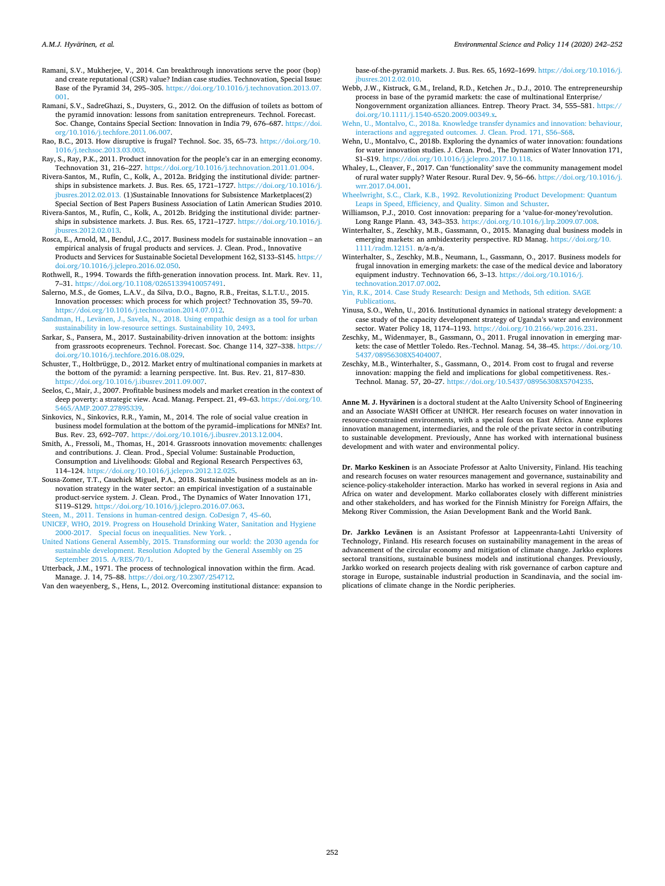Ramani, S.V., Mukherjee, V., 2014. Can breakthrough innovations serve the poor (bop) and create reputational (CSR) value? Indian case studies. Technovation, Special Issue: Base of the Pyramid 34, 295–305. https://doi.org/10.1016/j.technovation.2013.07.001.

Ramani, S.V., SadreGhazi, S., Duysters, G., 2012. On the diffusion of toilets as bottom of the pyramid innovation: lessons from sanitation entrepreneurs. Technol. Forecast. Soc. Change, Contains Special Section: Innovation in India 79, 676–687. https://doi.org/10.1016/j.techfore.2011.06.007.

Rao, B.C., 2013. How disruptive is frugal? Technol. Soc. 35, 65–73. https://doi.org/10.1016/j.techsoc.2013.03.003.

Ray, S., Ray, P.K., 2011. Product innovation for the people's car in an emerging economy. Technovation 31, 216–227. https://doi.org/10.1016/j.technovation.2011.01.004.

Rivera-Santos, M., Rufín, C., Kolk, A., 2012a. Bridging the institutional divide: partnerships in subsistence markets. J. Bus. Res. 65, 1721–1727. https://doi.org/10.1016/j.jbusres.2012.02.013. (1)Sustainable Innovations for Subsistence Marketplaces(2) Special Section of Best Papers Business Association of Latin American Studies 2010.

Rivera-Santos, M., Rufín, C., Kolk, A., 2012b. Bridging the institutional divide: partnerships in subsistence markets. J. Bus. Res. 65, 1721–1727. https://doi.org/10.1016/j.jbusres.2012.02.013.

Rosca, E., Arnold, M., Bendul, J.C., 2017. Business models for sustainable innovation – an empirical analysis of frugal products and services. J. Clean. Prod., Innovative Products and Services for Sustainable Societal Development 162, S133–S145. https://doi.org/10.1016/j.jclepro.2016.02.050.

Rothwell, R., 1994. Towards the fifth-generation innovation process. Int. Mark. Rev. 11, 7–31. https://doi.org/10.1108/02651339410057491.

Salerno, M.S., de Gomes, L.A.V., da Silva, D.O., Bagno, R.B., Freitas, S.L.T.U., 2015. Innovation processes: which process for which project? Technovation 35, 59–70. https://doi.org/10.1016/j.technovation.2014.07.012.

Sandman, H., Levänen, J., Savela, N., 2018. Using empathic design as a tool for urban sustainability in low-resource settings. Sustainability 10, 2493.

Sarkar, S., Pansera, M., 2017. Sustainability-driven innovation at the bottom: insights from grassroots ecopreneurs. Technol. Forecast. Soc. Change 114, 327–338. https://doi.org/10.1016/j.techfore.2016.08.029.

Schuster, T., Holtbrügge, D., 2012. Market entry of multinational companies in markets at the bottom of the pyramid: a learning perspective. Int. Bus. Rev. 21, 817–830. https://doi.org/10.1016/j.ibusrev.2011.09.007.

Seelos, C., Mair, J., 2007. Profitable business models and market creation in the context of deep poverty: a strategic view. Acad. Manag. Perspect. 21, 49–63. https://doi.org/10.5465/AMP.2007.27895339.

Sinkovics, N., Sinkovics, R.R., Yamin, M., 2014. The role of social value creation in business model formulation at the bottom of the pyramid–implications for MNEs? Int. Bus. Rev. 23, 692–707. https://doi.org/10.1016/j.ibusrev.2013.12.004.

Smith, A., Fressoli, M., Thomas, H., 2014. Grassroots innovation movements: challenges and contributions. J. Clean. Prod., Special Volume: Sustainable Production, Consumption and Livelihoods: Global and Regional Research Perspectives 63, 114–124. https://doi.org/10.1016/j.jclepro.2012.12.025.

Sousa-Zomer, T.T., Cauchick Miguel, P.A., 2018. Sustainable business models as an innovation strategy in the water sector: an empirical investigation of a sustainable product-service system. J. Clean. Prod., The Dynamics of Water Innovation 171, S119–S129. https://doi.org/10.1016/j.jclepro.2016.07.063.

Steen, M., 2011. Tensions in human-centred design. CoDesign 7, 45–60.

UNICEF, WHO, 2019. Progress on Household Drinking Water, Sanitation and Hygiene 2000-2017. Special focus on inequalities. New York. .

United Nations General Assembly, 2015. Transforming our world: the 2030 agenda for sustainable development. Resolution Adopted by the General Assembly on 25 September 2015. A/RES/70/1.

Utterback, J.M., 1971. The process of technological innovation within the firm. Acad. Manage. J. 14, 75–88. https://doi.org/10.2307/254712.

Van den waeyenberg, S., Hens, L., 2012. Overcoming institutional distance: expansion to base-of-the-pyramid markets. J. Bus. Res. 65, 1692–1699. https://doi.org/10.1016/j.jbusres.2012.02.010.

Webb, J.W., Kistruck, G.M., Ireland, R.D., Ketchen Jr., D.J., 2010. The entrepreneurship process in base of the pyramid markets: the case of multinational Enterprise/Nongovernment organization alliances. Entrep. Theory Pract. 34, 555–581. https://doi.org/10.1111/j.1540-6520.2009.00349.x.

Wehn, U., Montalvo, C., 2018a. Knowledge transfer dynamics and innovation: behaviour, interactions and aggregated outcomes. J. Clean. Prod. 171, S56–S68.

Wehn, U., Montalvo, C., 2018b. Exploring the dynamics of water innovation: foundations for water innovation studies. J. Clean. Prod., The Dynamics of Water Innovation 171, S1–S19. https://doi.org/10.1016/j.jclepro.2017.10.118.

Whaley, L., Cleaver, F., 2017. Can 'functionality' save the community management model of rural water supply? Water Resour. Rural Dev. 9, 56–66. https://doi.org/10.1016/j.wrr.2017.04.001.

Wheelwright, S.C., Clark, K.B., 1992. Revolutionizing Product Development: Quantum Leaps in Speed, Efficiency, and Quality. Simon and Schuster.

Williamson, P.J., 2010. Cost innovation: preparing for a 'value-for-money'revolution. Long Range Plann. 43, 343–353. https://doi.org/10.1016/j.lrp.2009.07.008.

Winterhalter, S., Zeschky, M.B., Gassmann, O., 2015. Managing dual business models in emerging markets: an ambidexterity perspective. RD Manag. https://doi.org/10.1111/radm.12151. n/a-n/a.

Winterhalter, S., Zeschky, M.B., Neumann, L., Gassmann, O., 2017. Business models for frugal innovation in emerging markets: the case of the medical device and laboratory equipment industry. Technovation 66, 3–13. https://doi.org/10.1016/j.technovation.2017.07.002.

Yin, R.K., 2014. Case Study Research: Design and Methods, 5th edition. SAGE Publications.

Yinusa, S.O., Wehn, U., 2016. Institutional dynamics in national strategy development: a case study of the capacity development strategy of Uganda's water and environment sector. Water Policy 18, 1174–1193. https://doi.org/10.2166/wp.2016.231.

Zeschky, M., Widenmayer, B., Gassmann, O., 2011. Frugal innovation in emerging markets: the case of Mettler Toledo. Res.-Technol. Manag. 54, 38–45. https://doi.org/10.5437/08956308X5404007.

Zeschky, M.B., Winterhalter, S., Gassmann, O., 2014. From cost to frugal and reverse innovation: mapping the field and implications for global competitiveness. Res.-Technol. Manag. 57, 20–27. https://doi.org/10.5437/08956308X5704235.

**Anne M. J. Hyvärinen** is a doctoral student at the Aalto University School of Engineering and an Associate WASH Officer at UNHCR. Her research focuses on water innovation in resource-constrained environments, with a special focus on East Africa. Anne explores innovation management, intermediaries, and the role of the private sector in contributing to sustainable development. Previously, Anne has worked with international business development and with water and environmental policy.

**Dr. Marko Keskinen** is an Associate Professor at Aalto University, Finland. His teaching and research focuses on water resources management and governance, sustainability and science-policy-stakeholder interaction. Marko has worked in several regions in Asia and Africa on water and development. Marko collaborates closely with different ministries and other stakeholders, and has worked for the Finnish Ministry for Foreign Affairs, the Mekong River Commission, the Asian Development Bank and the World Bank.

**Dr. Jarkko Levänen** is an Assistant Professor at Lappeenranta-Lahti University of Technology, Finland. His research focuses on sustainability management in the areas of advancement of the circular economy and mitigation of climate change. Jarkko explores sectoral transitions, sustainable business models and institutional changes. Previously, Jarkko worked on research projects dealing with risk governance of carbon capture and storage in Europe, sustainable industrial production in Scandinavia, and the social implications of climate change in the Nordic peripheries.